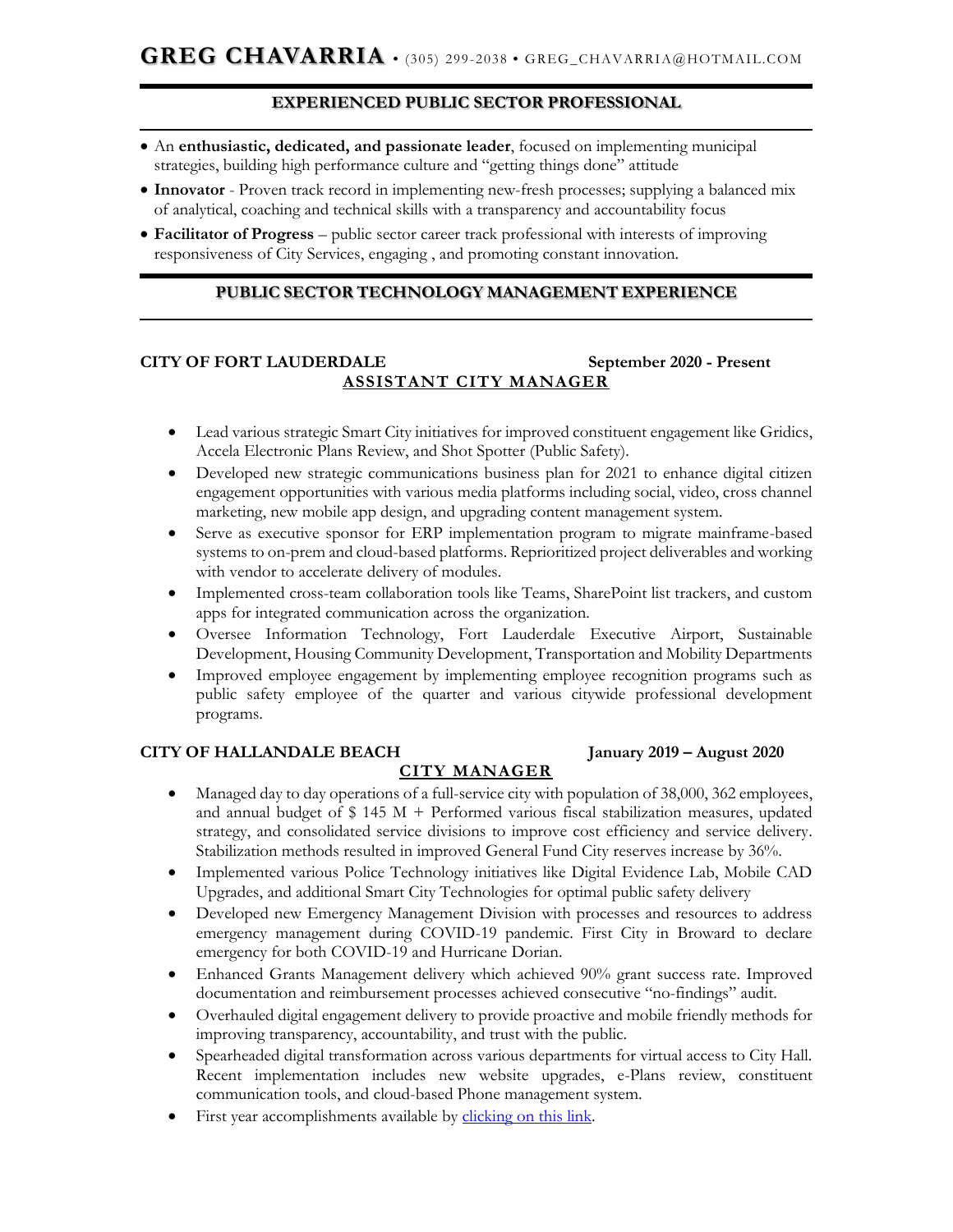# GREG CHAVARRIA • (305) 299-2038 • GREG_CHAVARRIA@HOTMAIL.COM

## EXPERIENCED PUBLIC SECTOR PROFESSIONAL

- An **enthusiastic, dedicated, and passionate leader**, focused on implementing municipal strategies, building high performance culture and "getting things done" attitude
- **Innovator** - Proven track record in implementing new-fresh processes; supplying a balanced mix of analytical, coaching and technical skills with a transparency and accountability focus
- **Facilitator of Progress** – public sector career track professional with interests of improving responsiveness of City Services, engaging , and promoting constant innovation.

## PUBLIC SECTOR TECHNOLOGY MANAGEMENT EXPERIENCE

**CITY OF FORT LAUDERDALE** **September 2020 - Present**

**ASSISTANT CITY MANAGER**

- Lead various strategic Smart City initiatives for improved constituent engagement like Gridics, Accela Electronic Plans Review, and Shot Spotter (Public Safety).
- Developed new strategic communications business plan for 2021 to enhance digital citizen engagement opportunities with various media platforms including social, video, cross channel marketing, new mobile app design, and upgrading content management system.
- Serve as executive sponsor for ERP implementation program to migrate mainframe-based systems to on-prem and cloud-based platforms. Reprioritized project deliverables and working with vendor to accelerate delivery of modules.
- Implemented cross-team collaboration tools like Teams, SharePoint list trackers, and custom apps for integrated communication across the organization.
- Oversee Information Technology, Fort Lauderdale Executive Airport, Sustainable Development, Housing Community Development, Transportation and Mobility Departments
- Improved employee engagement by implementing employee recognition programs such as public safety employee of the quarter and various citywide professional development programs.

**CITY OF HALLANDALE BEACH** **January 2019 – August 2020**

**CITY MANAGER**

- Managed day to day operations of a full-service city with population of 38,000, 362 employees, and annual budget of $ 145 M + Performed various fiscal stabilization measures, updated strategy, and consolidated service divisions to improve cost efficiency and service delivery. Stabilization methods resulted in improved General Fund City reserves increase by 36%.
- Implemented various Police Technology initiatives like Digital Evidence Lab, Mobile CAD Upgrades, and additional Smart City Technologies for optimal public safety delivery
- Developed new Emergency Management Division with processes and resources to address emergency management during COVID-19 pandemic. First City in Broward to declare emergency for both COVID-19 and Hurricane Dorian.
- Enhanced Grants Management delivery which achieved 90% grant success rate. Improved documentation and reimbursement processes achieved consecutive "no-findings" audit.
- Overhauled digital engagement delivery to provide proactive and mobile friendly methods for improving transparency, accountability, and trust with the public.
- Spearheaded digital transformation across various departments for virtual access to City Hall. Recent implementation includes new website upgrades, e-Plans review, constituent communication tools, and cloud-based Phone management system.
- First year accomplishments available by clicking on this link.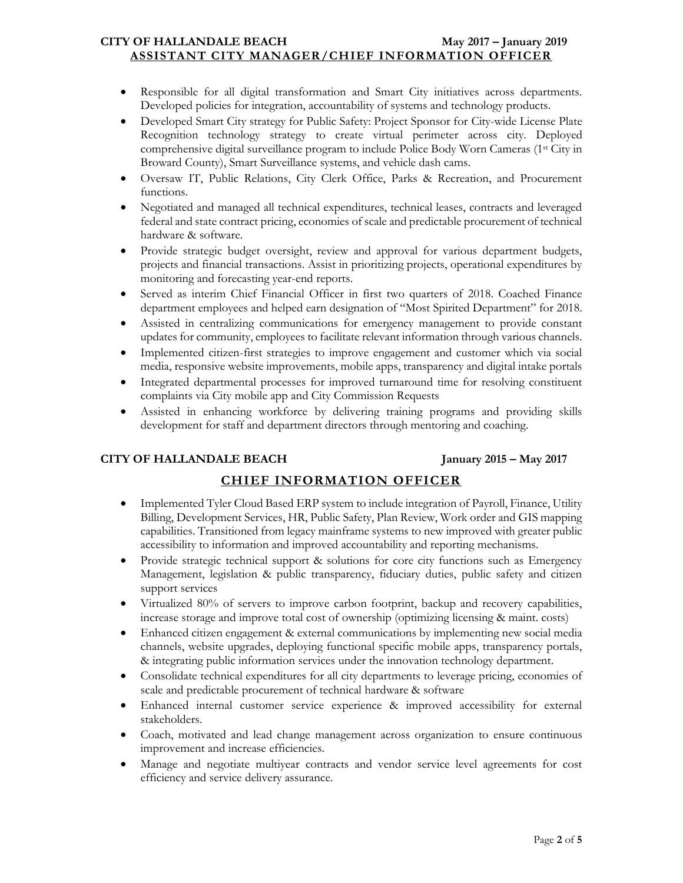**CITY OF HALLANDALE BEACH** **May 2017 – January 2019**

**ASSISTANT CITY MANAGER/CHIEF INFORMATION OFFICER**

- Responsible for all digital transformation and Smart City initiatives across departments. Developed policies for integration, accountability of systems and technology products.
- Developed Smart City strategy for Public Safety: Project Sponsor for City-wide License Plate Recognition technology strategy to create virtual perimeter across city. Deployed comprehensive digital surveillance program to include Police Body Worn Cameras (1st City in Broward County), Smart Surveillance systems, and vehicle dash cams.
- Oversaw IT, Public Relations, City Clerk Office, Parks & Recreation, and Procurement functions.
- Negotiated and managed all technical expenditures, technical leases, contracts and leveraged federal and state contract pricing, economies of scale and predictable procurement of technical hardware & software.
- Provide strategic budget oversight, review and approval for various department budgets, projects and financial transactions. Assist in prioritizing projects, operational expenditures by monitoring and forecasting year-end reports.
- Served as interim Chief Financial Officer in first two quarters of 2018. Coached Finance department employees and helped earn designation of "Most Spirited Department" for 2018.
- Assisted in centralizing communications for emergency management to provide constant updates for community, employees to facilitate relevant information through various channels.
- Implemented citizen-first strategies to improve engagement and customer which via social media, responsive website improvements, mobile apps, transparency and digital intake portals
- Integrated departmental processes for improved turnaround time for resolving constituent complaints via City mobile app and City Commission Requests
- Assisted in enhancing workforce by delivering training programs and providing skills development for staff and department directors through mentoring and coaching.

**CITY OF HALLANDALE BEACH** **January 2015 – May 2017**

**CHIEF INFORMATION OFFICER**

- Implemented Tyler Cloud Based ERP system to include integration of Payroll, Finance, Utility Billing, Development Services, HR, Public Safety, Plan Review, Work order and GIS mapping capabilities. Transitioned from legacy mainframe systems to new improved with greater public accessibility to information and improved accountability and reporting mechanisms.
- Provide strategic technical support & solutions for core city functions such as Emergency Management, legislation & public transparency, fiduciary duties, public safety and citizen support services
- Virtualized 80% of servers to improve carbon footprint, backup and recovery capabilities, increase storage and improve total cost of ownership (optimizing licensing & maint. costs)
- Enhanced citizen engagement & external communications by implementing new social media channels, website upgrades, deploying functional specific mobile apps, transparency portals, & integrating public information services under the innovation technology department.
- Consolidate technical expenditures for all city departments to leverage pricing, economies of scale and predictable procurement of technical hardware & software
- Enhanced internal customer service experience & improved accessibility for external stakeholders.
- Coach, motivated and lead change management across organization to ensure continuous improvement and increase efficiencies.
- Manage and negotiate multiyear contracts and vendor service level agreements for cost efficiency and service delivery assurance.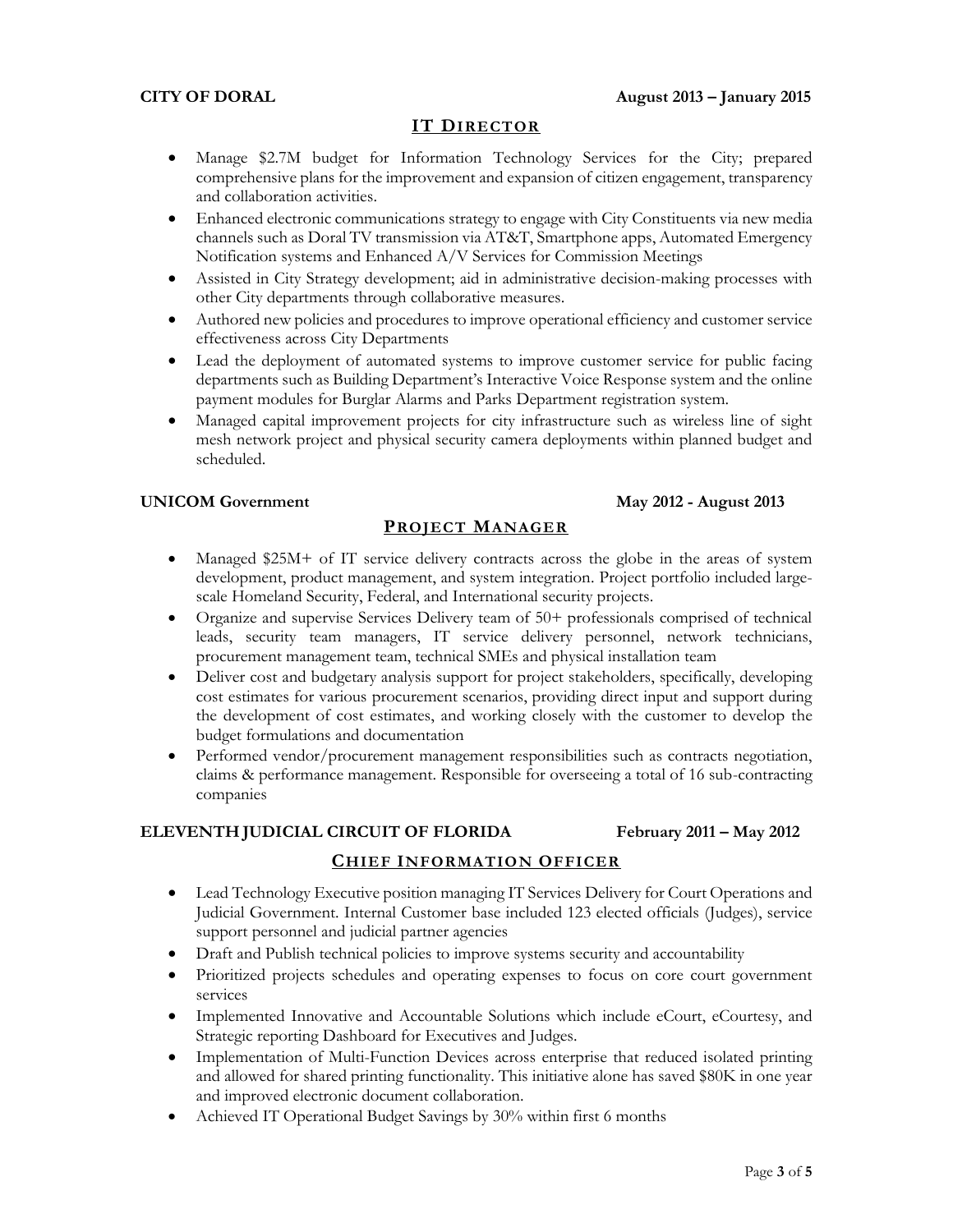**CITY OF DORAL** **August 2013 – January 2015**

## IT DIRECTOR

- Manage $2.7M budget for Information Technology Services for the City; prepared comprehensive plans for the improvement and expansion of citizen engagement, transparency and collaboration activities.
- Enhanced electronic communications strategy to engage with City Constituents via new media channels such as Doral TV transmission via AT&T, Smartphone apps, Automated Emergency Notification systems and Enhanced A/V Services for Commission Meetings
- Assisted in City Strategy development; aid in administrative decision-making processes with other City departments through collaborative measures.
- Authored new policies and procedures to improve operational efficiency and customer service effectiveness across City Departments
- Lead the deployment of automated systems to improve customer service for public facing departments such as Building Department's Interactive Voice Response system and the online payment modules for Burglar Alarms and Parks Department registration system.
- Managed capital improvement projects for city infrastructure such as wireless line of sight mesh network project and physical security camera deployments within planned budget and scheduled.

**UNICOM Government** **May 2012 - August 2013**

## PROJECT MANAGER

- Managed $25M+ of IT service delivery contracts across the globe in the areas of system development, product management, and system integration. Project portfolio included large-scale Homeland Security, Federal, and International security projects.
- Organize and supervise Services Delivery team of 50+ professionals comprised of technical leads, security team managers, IT service delivery personnel, network technicians, procurement management team, technical SMEs and physical installation team
- Deliver cost and budgetary analysis support for project stakeholders, specifically, developing cost estimates for various procurement scenarios, providing direct input and support during the development of cost estimates, and working closely with the customer to develop the budget formulations and documentation
- Performed vendor/procurement management responsibilities such as contracts negotiation, claims & performance management. Responsible for overseeing a total of 16 sub-contracting companies

**ELEVENTH JUDICIAL CIRCUIT OF FLORIDA** **February 2011 – May 2012**

## CHIEF INFORMATION OFFICER

- Lead Technology Executive position managing IT Services Delivery for Court Operations and Judicial Government. Internal Customer base included 123 elected officials (Judges), service support personnel and judicial partner agencies
- Draft and Publish technical policies to improve systems security and accountability
- Prioritized projects schedules and operating expenses to focus on core court government services
- Implemented Innovative and Accountable Solutions which include eCourt, eCourtesy, and Strategic reporting Dashboard for Executives and Judges.
- Implementation of Multi-Function Devices across enterprise that reduced isolated printing and allowed for shared printing functionality. This initiative alone has saved $80K in one year and improved electronic document collaboration.
- Achieved IT Operational Budget Savings by 30% within first 6 months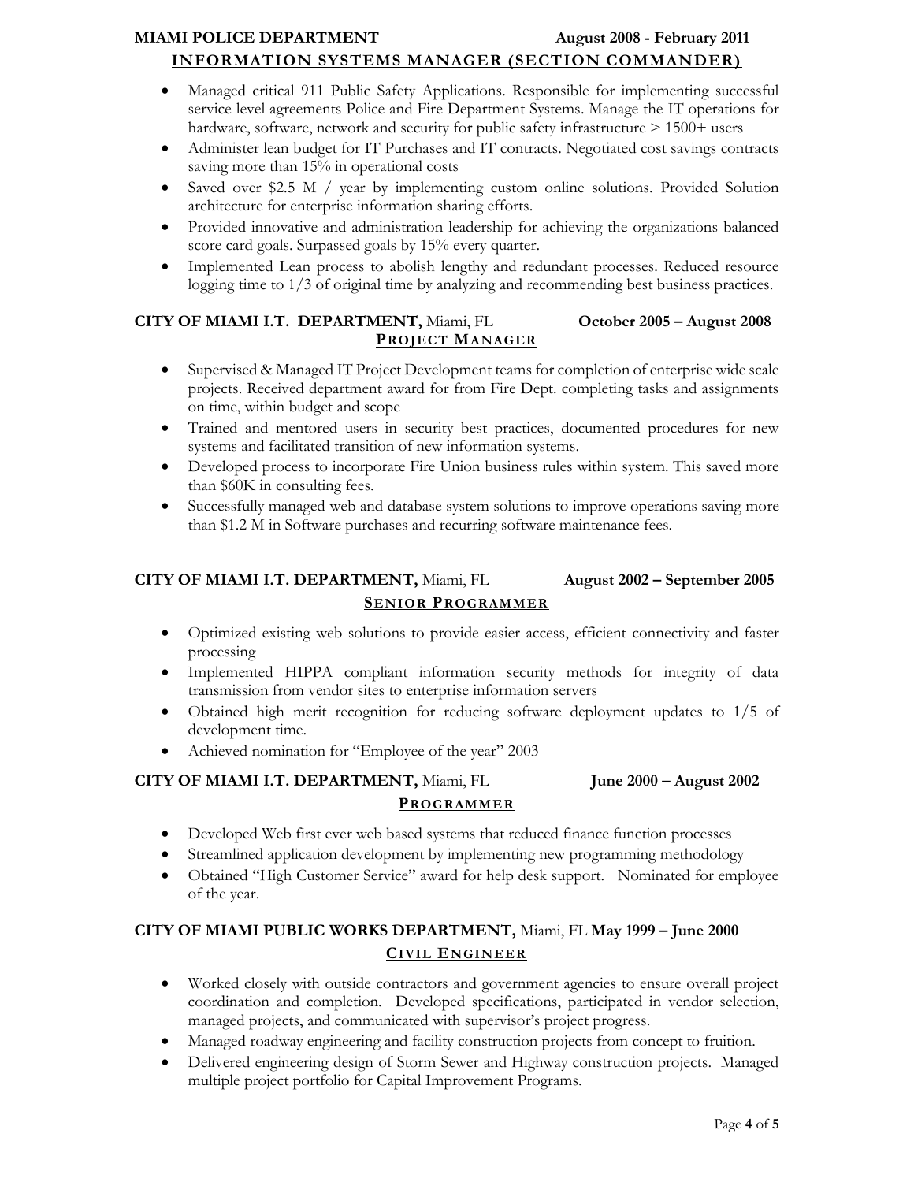**MIAMI POLICE DEPARTMENT** **August 2008 - February 2011**

**INFORMATION SYSTEMS MANAGER (SECTION COMMANDER)**

- Managed critical 911 Public Safety Applications. Responsible for implementing successful service level agreements Police and Fire Department Systems. Manage the IT operations for hardware, software, network and security for public safety infrastructure > 1500+ users
- Administer lean budget for IT Purchases and IT contracts. Negotiated cost savings contracts saving more than 15% in operational costs
- Saved over $2.5 M / year by implementing custom online solutions. Provided Solution architecture for enterprise information sharing efforts.
- Provided innovative and administration leadership for achieving the organizations balanced score card goals. Surpassed goals by 15% every quarter.
- Implemented Lean process to abolish lengthy and redundant processes. Reduced resource logging time to 1/3 of original time by analyzing and recommending best business practices.

**CITY OF MIAMI I.T. DEPARTMENT,** Miami, FL **October 2005 – August 2008**

**PROJECT MANAGER**

- Supervised & Managed IT Project Development teams for completion of enterprise wide scale projects. Received department award for from Fire Dept. completing tasks and assignments on time, within budget and scope
- Trained and mentored users in security best practices, documented procedures for new systems and facilitated transition of new information systems.
- Developed process to incorporate Fire Union business rules within system. This saved more than $60K in consulting fees.
- Successfully managed web and database system solutions to improve operations saving more than $1.2 M in Software purchases and recurring software maintenance fees.

**CITY OF MIAMI I.T. DEPARTMENT,** Miami, FL **August 2002 – September 2005**

**SENIOR PROGRAMMER**

- Optimized existing web solutions to provide easier access, efficient connectivity and faster processing
- Implemented HIPPA compliant information security methods for integrity of data transmission from vendor sites to enterprise information servers
- Obtained high merit recognition for reducing software deployment updates to 1/5 of development time.
- Achieved nomination for "Employee of the year" 2003

**CITY OF MIAMI I.T. DEPARTMENT,** Miami, FL **June 2000 – August 2002**

**PROGRAMMER**

- Developed Web first ever web based systems that reduced finance function processes
- Streamlined application development by implementing new programming methodology
- Obtained "High Customer Service" award for help desk support. Nominated for employee of the year.

**CITY OF MIAMI PUBLIC WORKS DEPARTMENT,** Miami, FL **May 1999 – June 2000**

**CIVIL ENGINEER**

- Worked closely with outside contractors and government agencies to ensure overall project coordination and completion. Developed specifications, participated in vendor selection, managed projects, and communicated with supervisor's project progress.
- Managed roadway engineering and facility construction projects from concept to fruition.
- Delivered engineering design of Storm Sewer and Highway construction projects. Managed multiple project portfolio for Capital Improvement Programs.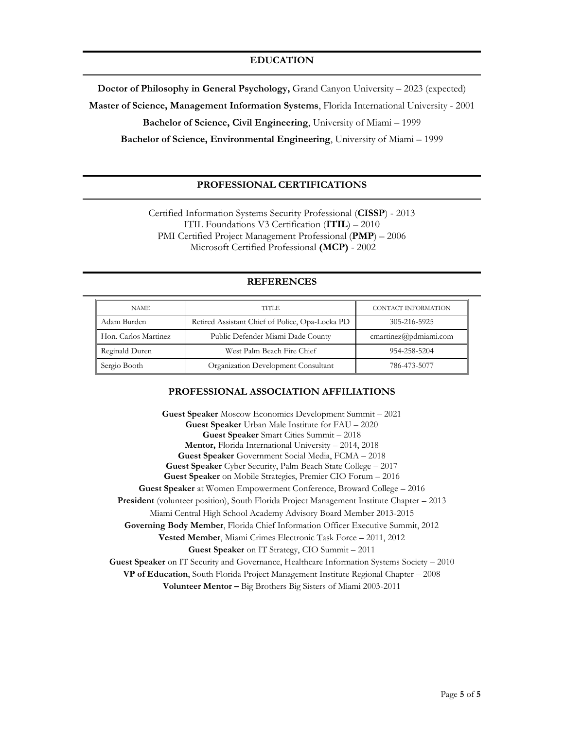## EDUCATION

**Doctor of Philosophy in General Psychology,** Grand Canyon University – 2023 (expected)

**Master of Science, Management Information Systems**, Florida International University - 2001

**Bachelor of Science, Civil Engineering**, University of Miami – 1999

**Bachelor of Science, Environmental Engineering**, University of Miami – 1999

## PROFESSIONAL CERTIFICATIONS

Certified Information Systems Security Professional (**CISSP**) - 2013
ITIL Foundations V3 Certification (**ITIL**) – 2010
PMI Certified Project Management Professional (**PMP**) – 2006
Microsoft Certified Professional **(MCP)** - 2002

## REFERENCES

| NAME | TITLE | CONTACT INFORMATION |
|---|---|---|
| Adam Burden | Retired Assistant Chief of Police, Opa-Locka PD | 305-216-5925 |
| Hon. Carlos Martinez | Public Defender Miami Dade County | cmartinez@pdmiami.com |
| Reginald Duren | West Palm Beach Fire Chief | 954-258-5204 |
| Sergio Booth | Organization Development Consultant | 786-473-5077 |

## PROFESSIONAL ASSOCIATION AFFILIATIONS

**Guest Speaker** Moscow Economics Development Summit – 2021
**Guest Speaker** Urban Male Institute for FAU – 2020
**Guest Speaker** Smart Cities Summit – 2018
**Mentor,** Florida International University – 2014, 2018
**Guest Speaker** Government Social Media, FCMA – 2018
**Guest Speaker** Cyber Security, Palm Beach State College – 2017
**Guest Speaker** on Mobile Strategies, Premier CIO Forum – 2016
**Guest Speaker** at Women Empowerment Conference, Broward College – 2016
**President** (volunteer position), South Florida Project Management Institute Chapter – 2013
Miami Central High School Academy Advisory Board Member 2013-2015
**Governing Body Member**, Florida Chief Information Officer Executive Summit, 2012
**Vested Member**, Miami Crimes Electronic Task Force – 2011, 2012
**Guest Speaker** on IT Strategy, CIO Summit – 2011
**Guest Speaker** on IT Security and Governance, Healthcare Information Systems Society – 2010
**VP of Education**, South Florida Project Management Institute Regional Chapter – 2008
**Volunteer Mentor –** Big Brothers Big Sisters of Miami 2003-2011